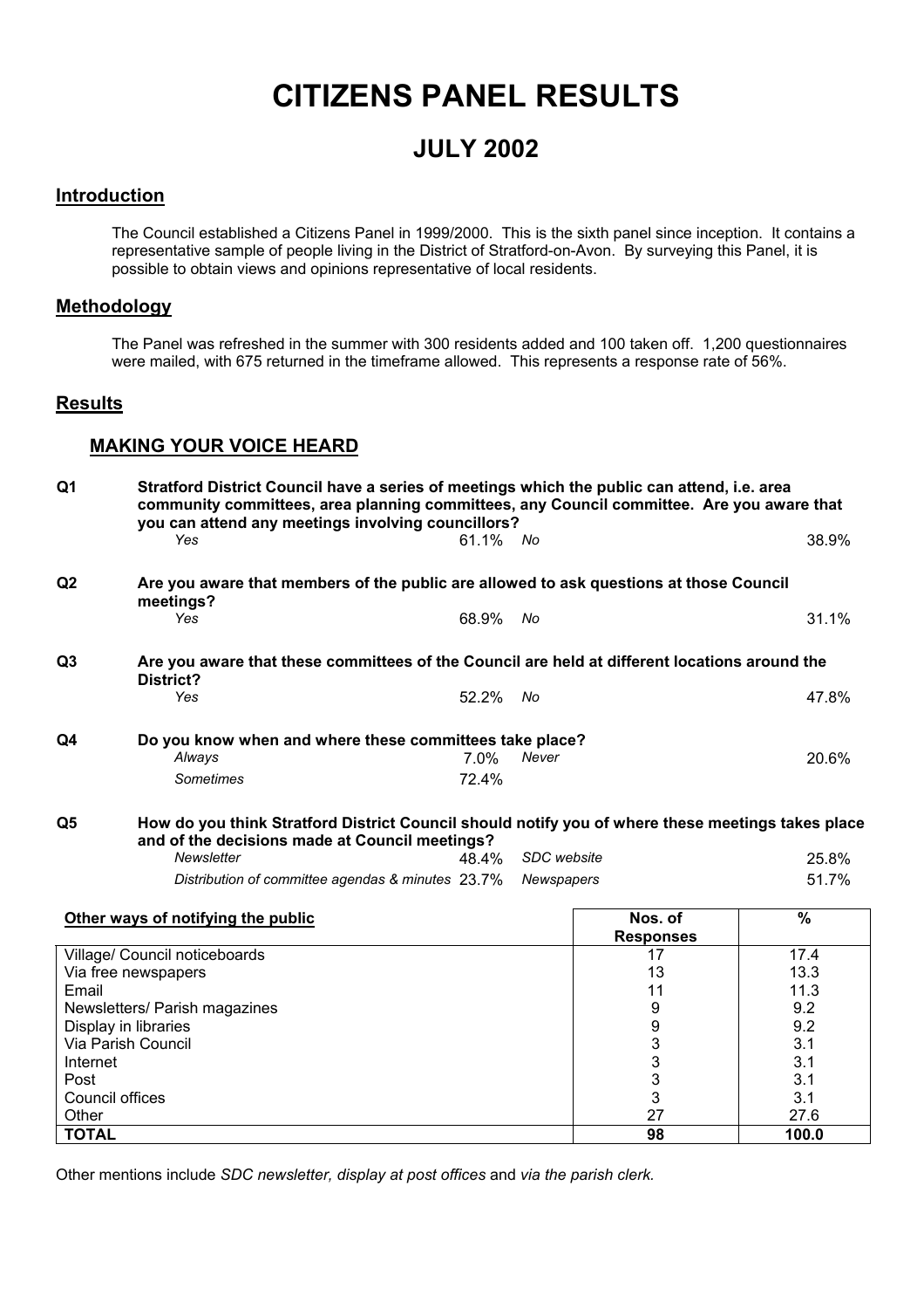# CITIZENS PANEL RESULTS

## JULY 2002

### Introduction

The Council established a Citizens Panel in 1999/2000. This is the sixth panel since inception. It contains a representative sample of people living in the District of Stratford-on-Avon. By surveying this Panel, it is possible to obtain views and opinions representative of local residents.

### Methodology

The Panel was refreshed in the summer with 300 residents added and 100 taken off. 1,200 questionnaires were mailed, with 675 returned in the timeframe allowed. This represents a response rate of 56%.

### Results

#### MAKING YOUR VOICE HEARD

**Q1 Stratford District Council have a series of meetings which the public can attend, i.e. area community committees, area planning committees, any Council committee. Are you aware that you can attend any meetings involving councillors?**

| | | | |
|---|---|---|---|
| *Yes* | 61.1% | *No* | 38.9% |

**Q2 Are you aware that members of the public are allowed to ask questions at those Council meetings?**

| | | | |
|---|---|---|---|
| *Yes* | 68.9% | *No* | 31.1% |

**Q3 Are you aware that these committees of the Council are held at different locations around the District?**

| | | | |
|---|---|---|---|
| *Yes* | 52.2% | *No* | 47.8% |

**Q4 Do you know when and where these committees take place?**

| | | | |
|---|---|---|---|
| *Always* | 7.0% | *Never* | 20.6% |
| *Sometimes* | 72.4% | | |

**Q5 How do you think Stratford District Council should notify you of where these meetings takes place and of the decisions made at Council meetings?**

| | | | |
|---|---|---|---|
| *Newsletter* | 48.4% | *SDC website* | 25.8% |
| *Distribution of committee agendas & minutes* | 23.7% | *Newspapers* | 51.7% |

| Other ways of notifying the public | Nos. of Responses | % |
|---|---|---|
| Village/ Council noticeboards | 17 | 17.4 |
| Via free newspapers | 13 | 13.3 |
| Email | 11 | 11.3 |
| Newsletters/ Parish magazines | 9 | 9.2 |
| Display in libraries | 9 | 9.2 |
| Via Parish Council | 3 | 3.1 |
| Internet | 3 | 3.1 |
| Post | 3 | 3.1 |
| Council offices | 3 | 3.1 |
| Other | 27 | 27.6 |
| **TOTAL** | **98** | **100.0** |

Other mentions include *SDC newsletter, display at post offices* and *via the parish clerk.*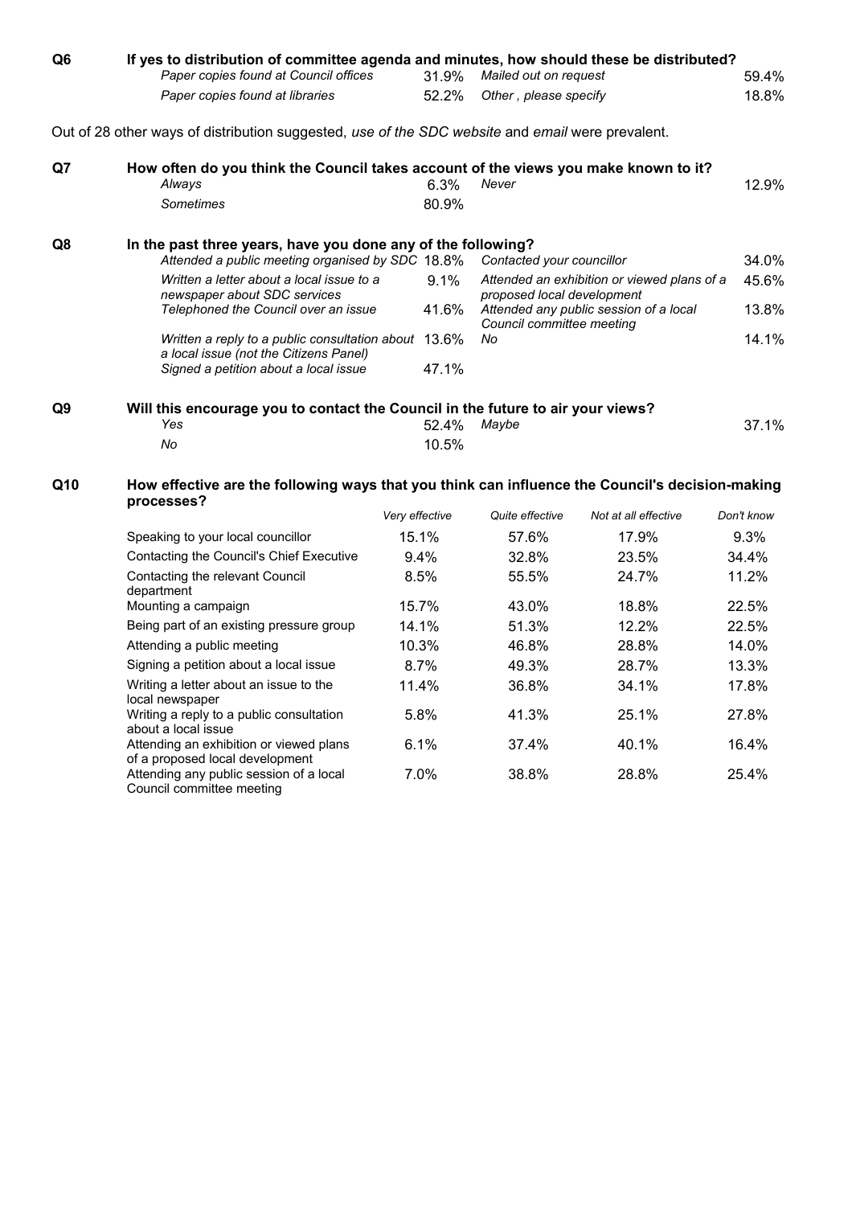**Q6** **If yes to distribution of committee agenda and minutes, how should these be distributed?**

| | | | |
|---|---|---|---|
| *Paper copies found at Council offices* | 31.9% | *Mailed out on request* | 59.4% |
| *Paper copies found at libraries* | 52.2% | *Other , please specify* | 18.8% |

Out of 28 other ways of distribution suggested, *use of the SDC website* and *email* were prevalent.

**Q7** **How often do you think the Council takes account of the views you make known to it?**

| | | | |
|---|---|---|---|
| *Always* | 6.3% | *Never* | 12.9% |
| *Sometimes* | 80.9% | | |

**Q8** **In the past three years, have you done any of the following?**

| | | | |
|---|---|---|---|
| *Attended a public meeting organised by SDC* | 18.8% | *Contacted your councillor* | 34.0% |
| *Written a letter about a local issue to a newspaper about SDC services* | 9.1% | *Attended an exhibition or viewed plans of a proposed local development* | 45.6% |
| *Telephoned the Council over an issue* | 41.6% | *Attended any public session of a local Council committee meeting* | 13.8% |
| *Written a reply to a public consultation about a local issue (not the Citizens Panel)* | 13.6% | *No* | 14.1% |
| *Signed a petition about a local issue* | 47.1% | | |

**Q9** **Will this encourage you to contact the Council in the future to air your views?**

| | | | |
|---|---|---|---|
| *Yes* | 52.4% | *Maybe* | 37.1% |
| *No* | 10.5% | | |

**Q10** **How effective are the following ways that you think can influence the Council's decision-making processes?**

| | *Very effective* | *Quite effective* | *Not at all effective* | *Don't know* |
|---|---|---|---|---|
| Speaking to your local councillor | 15.1% | 57.6% | 17.9% | 9.3% |
| Contacting the Council's Chief Executive | 9.4% | 32.8% | 23.5% | 34.4% |
| Contacting the relevant Council department | 8.5% | 55.5% | 24.7% | 11.2% |
| Mounting a campaign | 15.7% | 43.0% | 18.8% | 22.5% |
| Being part of an existing pressure group | 14.1% | 51.3% | 12.2% | 22.5% |
| Attending a public meeting | 10.3% | 46.8% | 28.8% | 14.0% |
| Signing a petition about a local issue | 8.7% | 49.3% | 28.7% | 13.3% |
| Writing a letter about an issue to the local newspaper | 11.4% | 36.8% | 34.1% | 17.8% |
| Writing a reply to a public consultation about a local issue | 5.8% | 41.3% | 25.1% | 27.8% |
| Attending an exhibition or viewed plans of a proposed local development | 6.1% | 37.4% | 40.1% | 16.4% |
| Attending any public session of a local Council committee meeting | 7.0% | 38.8% | 28.8% | 25.4% |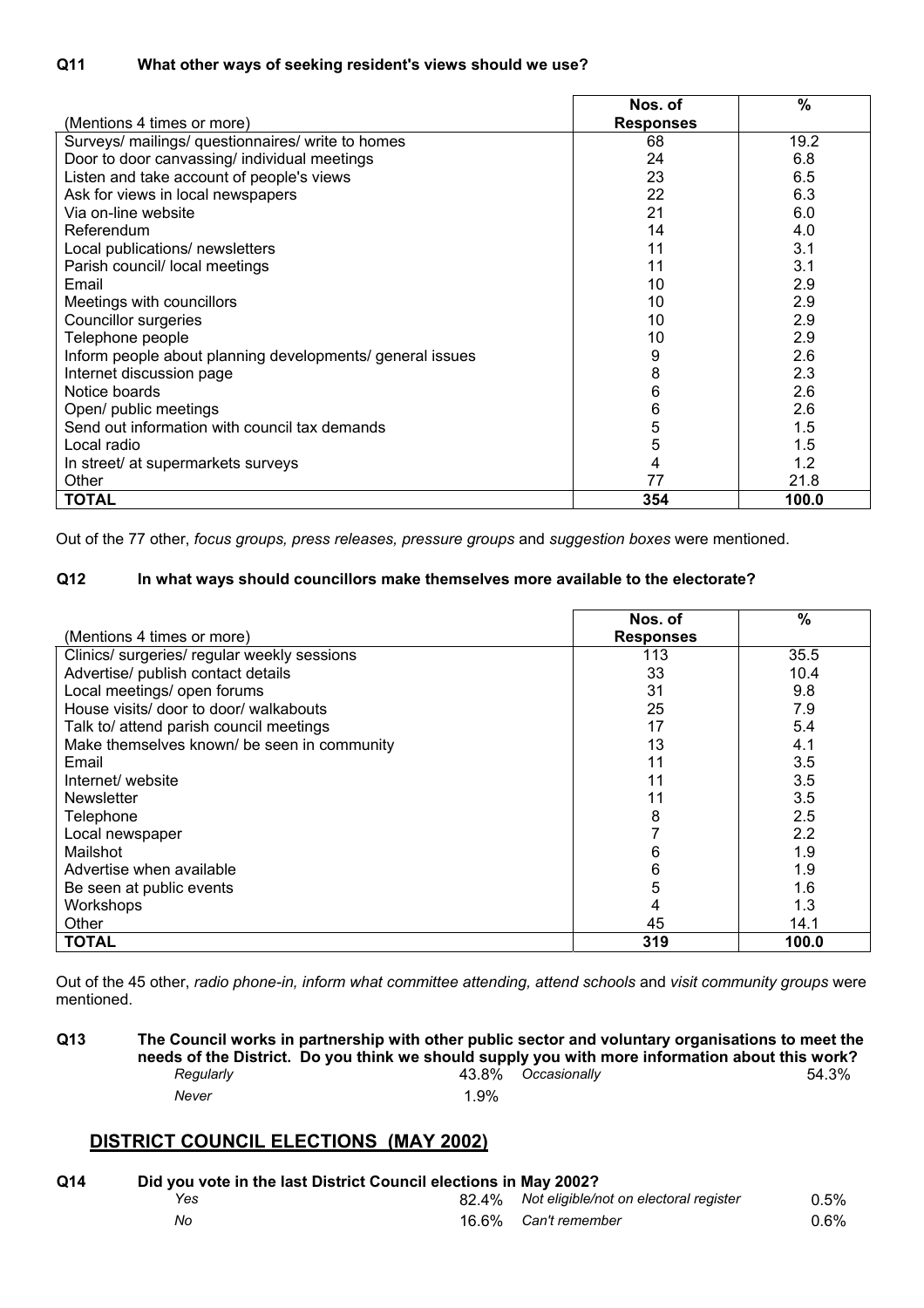**Q11 What other ways of seeking resident's views should we use?**

| (Mentions 4 times or more) | Nos. of Responses | % |
|---|---|---|
| Surveys/ mailings/ questionnaires/ write to homes | 68 | 19.2 |
| Door to door canvassing/ individual meetings | 24 | 6.8 |
| Listen and take account of people's views | 23 | 6.5 |
| Ask for views in local newspapers | 22 | 6.3 |
| Via on-line website | 21 | 6.0 |
| Referendum | 14 | 4.0 |
| Local publications/ newsletters | 11 | 3.1 |
| Parish council/ local meetings | 11 | 3.1 |
| Email | 10 | 2.9 |
| Meetings with councillors | 10 | 2.9 |
| Councillor surgeries | 10 | 2.9 |
| Telephone people | 10 | 2.9 |
| Inform people about planning developments/ general issues | 9 | 2.6 |
| Internet discussion page | 8 | 2.3 |
| Notice boards | 6 | 2.6 |
| Open/ public meetings | 6 | 2.6 |
| Send out information with council tax demands | 5 | 1.5 |
| Local radio | 5 | 1.5 |
| In street/ at supermarkets surveys | 4 | 1.2 |
| Other | 77 | 21.8 |
| **TOTAL** | **354** | **100.0** |

Out of the 77 other, *focus groups, press releases, pressure groups* and *suggestion boxes* were mentioned.

**Q12 In what ways should councillors make themselves more available to the electorate?**

| (Mentions 4 times or more) | Nos. of Responses | % |
|---|---|---|
| Clinics/ surgeries/ regular weekly sessions | 113 | 35.5 |
| Advertise/ publish contact details | 33 | 10.4 |
| Local meetings/ open forums | 31 | 9.8 |
| House visits/ door to door/ walkabouts | 25 | 7.9 |
| Talk to/ attend parish council meetings | 17 | 5.4 |
| Make themselves known/ be seen in community | 13 | 4.1 |
| Email | 11 | 3.5 |
| Internet/ website | 11 | 3.5 |
| Newsletter | 11 | 3.5 |
| Telephone | 8 | 2.5 |
| Local newspaper | 7 | 2.2 |
| Mailshot | 6 | 1.9 |
| Advertise when available | 6 | 1.9 |
| Be seen at public events | 5 | 1.6 |
| Workshops | 4 | 1.3 |
| Other | 45 | 14.1 |
| **TOTAL** | **319** | **100.0** |

Out of the 45 other, *radio phone-in, inform what committee attending, attend schools* and *visit community groups* were mentioned.

**Q13 The Council works in partnership with other public sector and voluntary organisations to meet the needs of the District. Do you think we should supply you with more information about this work?**

*Regularly* 43.8% *Occasionally* 54.3%

*Never* 1.9%

## DISTRICT COUNCIL ELECTIONS (MAY 2002)

**Q14 Did you vote in the last District Council elections in May 2002?**

*Yes* 82.4% *Not eligible/not on electoral register* 0.5%

*No* 16.6% *Can't remember* 0.6%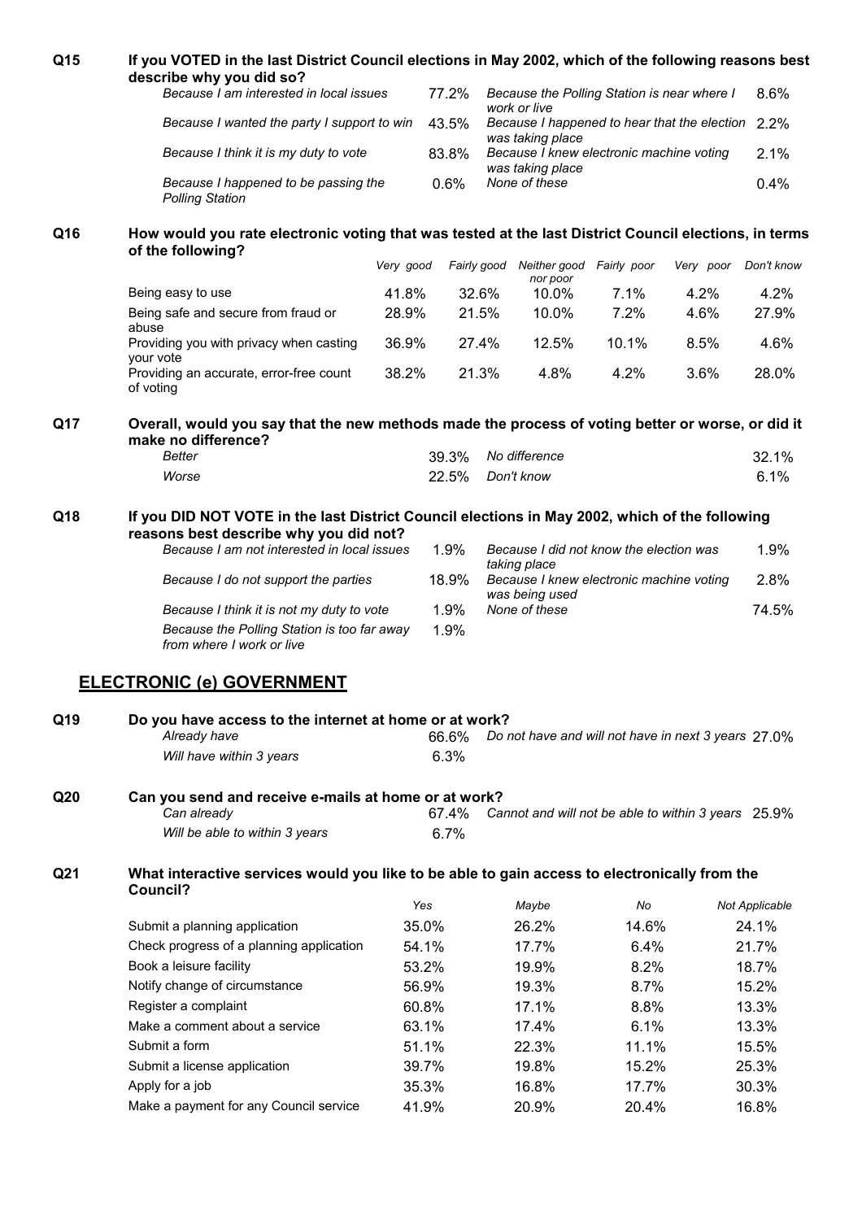**Q15 If you VOTED in the last District Council elections in May 2002, which of the following reasons best describe why you did so?**

| | | | |
|---|---|---|---|
| *Because I am interested in local issues* | 77.2% | *Because the Polling Station is near where I work or live* | 8.6% |
| *Because I wanted the party I support to win* | 43.5% | *Because I happened to hear that the election was taking place* | 2.2% |
| *Because I think it is my duty to vote* | 83.8% | *Because I knew electronic machine voting was taking place* | 2.1% |
| *Because I happened to be passing the Polling Station* | 0.6% | *None of these* | 0.4% |

**Q16 How would you rate electronic voting that was tested at the last District Council elections, in terms of the following?**

| | *Very good* | *Fairly good* | *Neither good nor poor* | *Fairly poor* | *Very poor* | *Don't know* |
|---|---|---|---|---|---|---|
| Being easy to use | 41.8% | 32.6% | 10.0% | 7.1% | 4.2% | 4.2% |
| Being safe and secure from fraud or abuse | 28.9% | 21.5% | 10.0% | 7.2% | 4.6% | 27.9% |
| Providing you with privacy when casting your vote | 36.9% | 27.4% | 12.5% | 10.1% | 8.5% | 4.6% |
| Providing an accurate, error-free count of voting | 38.2% | 21.3% | 4.8% | 4.2% | 3.6% | 28.0% |

**Q17 Overall, would you say that the new methods made the process of voting better or worse, or did it make no difference?**

| | | | |
|---|---|---|---|
| *Better* | 39.3% | *No difference* | 32.1% |
| *Worse* | 22.5% | *Don't know* | 6.1% |

**Q18 If you DID NOT VOTE in the last District Council elections in May 2002, which of the following reasons best describe why you did not?**

| | | | |
|---|---|---|---|
| *Because I am not interested in local issues* | 1.9% | *Because I did not know the election was taking place* | 1.9% |
| *Because I do not support the parties* | 18.9% | *Because I knew electronic machine voting was being used* | 2.8% |
| *Because I think it is not my duty to vote* | 1.9% | *None of these* | 74.5% |
| *Because the Polling Station is too far away from where I work or live* | 1.9% | | |

## ELECTRONIC (e) GOVERNMENT

**Q19 Do you have access to the internet at home or at work?**

| | | | |
|---|---|---|---|
| *Already have* | 66.6% | *Do not have and will not have in next 3 years* | 27.0% |
| *Will have within 3 years* | 6.3% | | |

**Q20 Can you send and receive e-mails at home or at work?**

| | | | |
|---|---|---|---|
| *Can already* | 67.4% | *Cannot and will not be able to within 3 years* | 25.9% |
| *Will be able to within 3 years* | 6.7% | | |

**Q21 What interactive services would you like to be able to gain access to electronically from the Council?**

| | *Yes* | *Maybe* | *No* | *Not Applicable* |
|---|---|---|---|---|
| Submit a planning application | 35.0% | 26.2% | 14.6% | 24.1% |
| Check progress of a planning application | 54.1% | 17.7% | 6.4% | 21.7% |
| Book a leisure facility | 53.2% | 19.9% | 8.2% | 18.7% |
| Notify change of circumstance | 56.9% | 19.3% | 8.7% | 15.2% |
| Register a complaint | 60.8% | 17.1% | 8.8% | 13.3% |
| Make a comment about a service | 63.1% | 17.4% | 6.1% | 13.3% |
| Submit a form | 51.1% | 22.3% | 11.1% | 15.5% |
| Submit a license application | 39.7% | 19.8% | 15.2% | 25.3% |
| Apply for a job | 35.3% | 16.8% | 17.7% | 30.3% |
| Make a payment for any Council service | 41.9% | 20.9% | 20.4% | 16.8% |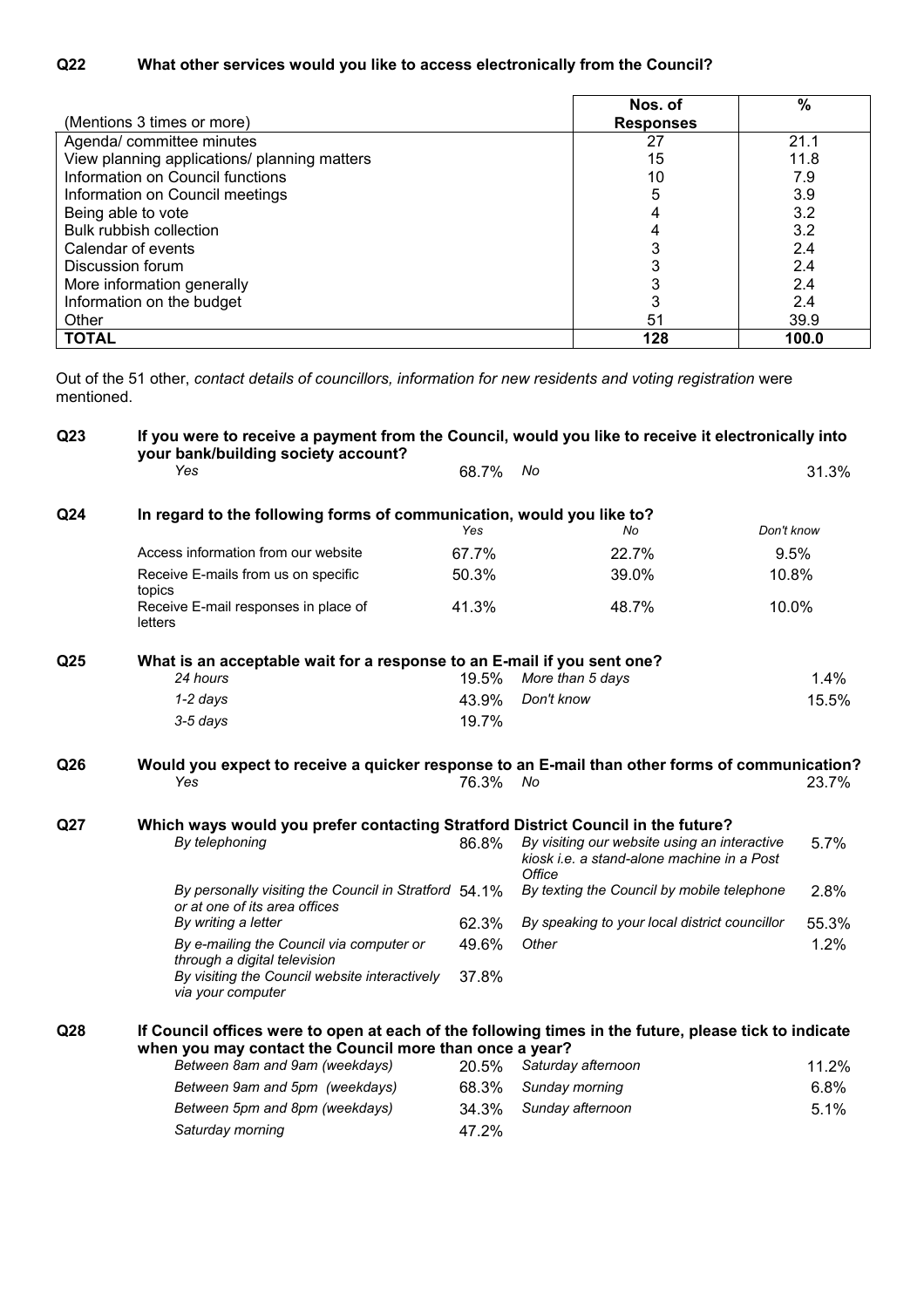**Q22 What other services would you like to access electronically from the Council?**

| (Mentions 3 times or more) | Nos. of Responses | % |
|---|---|---|
| Agenda/ committee minutes | 27 | 21.1 |
| View planning applications/ planning matters | 15 | 11.8 |
| Information on Council functions | 10 | 7.9 |
| Information on Council meetings | 5 | 3.9 |
| Being able to vote | 4 | 3.2 |
| Bulk rubbish collection | 4 | 3.2 |
| Calendar of events | 3 | 2.4 |
| Discussion forum | 3 | 2.4 |
| More information generally | 3 | 2.4 |
| Information on the budget | 3 | 2.4 |
| Other | 51 | 39.9 |
| **TOTAL** | **128** | **100.0** |

Out of the 51 other, *contact details of councillors, information for new residents and voting registration* were mentioned.

**Q23 If you were to receive a payment from the Council, would you like to receive it electronically into your bank/building society account?**

| | | | |
|---|---|---|---|
| *Yes* | 68.7% | *No* | 31.3% |

**Q24 In regard to the following forms of communication, would you like to?**

| | *Yes* | *No* | *Don't know* |
|---|---|---|---|
| Access information from our website | 67.7% | 22.7% | 9.5% |
| Receive E-mails from us on specific topics | 50.3% | 39.0% | 10.8% |
| Receive E-mail responses in place of letters | 41.3% | 48.7% | 10.0% |

**Q25 What is an acceptable wait for a response to an E-mail if you sent one?**

| | | | |
|---|---|---|---|
| *24 hours* | 19.5% | *More than 5 days* | 1.4% |
| *1-2 days* | 43.9% | *Don't know* | 15.5% |
| *3-5 days* | 19.7% | | |

**Q26 Would you expect to receive a quicker response to an E-mail than other forms of communication?**

| | | | |
|---|---|---|---|
| *Yes* | 76.3% | *No* | 23.7% |

**Q27 Which ways would you prefer contacting Stratford District Council in the future?**

| | | | |
|---|---|---|---|
| *By telephoning* | 86.8% | *By visiting our website using an interactive kiosk i.e. a stand-alone machine in a Post Office* | 5.7% |
| *By personally visiting the Council in Stratford or at one of its area offices* | 54.1% | *By texting the Council by mobile telephone* | 2.8% |
| *By writing a letter* | 62.3% | *By speaking to your local district councillor* | 55.3% |
| *By e-mailing the Council via computer or through a digital television* | 49.6% | *Other* | 1.2% |
| *By visiting the Council website interactively via your computer* | 37.8% | | |

**Q28 If Council offices were to open at each of the following times in the future, please tick to indicate when you may contact the Council more than once a year?**

| | | | |
|---|---|---|---|
| *Between 8am and 9am (weekdays)* | 20.5% | *Saturday afternoon* | 11.2% |
| *Between 9am and 5pm (weekdays)* | 68.3% | *Sunday morning* | 6.8% |
| *Between 5pm and 8pm (weekdays)* | 34.3% | *Sunday afternoon* | 5.1% |
| *Saturday morning* | 47.2% | | |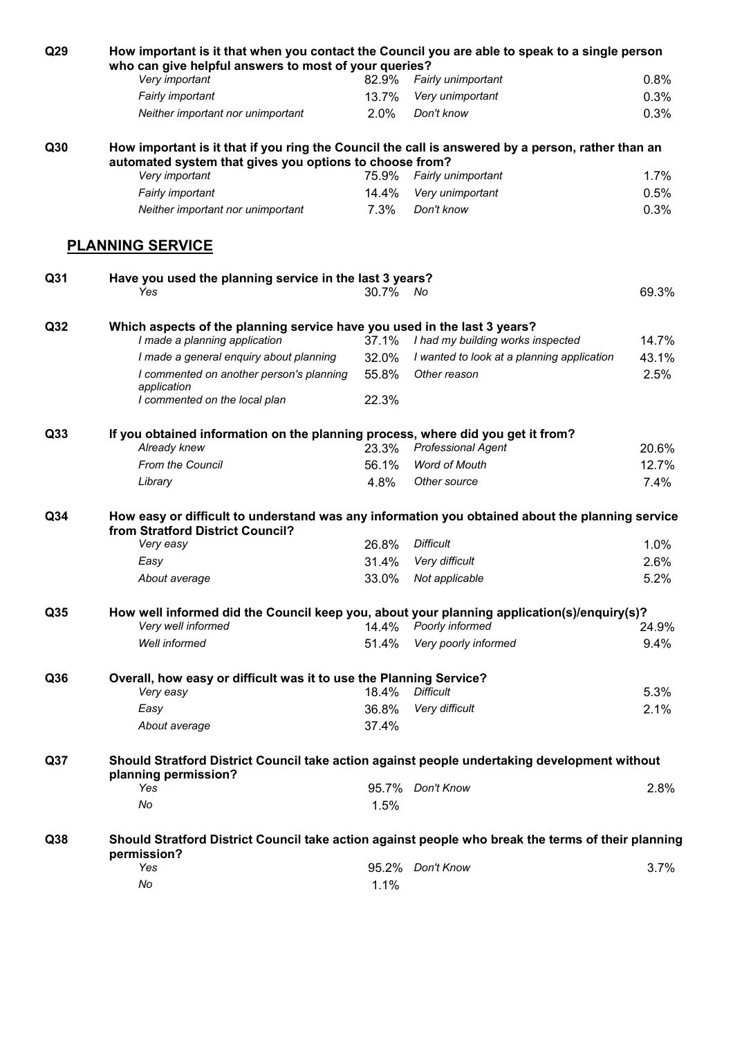**Q29** **How important is it that when you contact the Council you are able to speak to a single person who can give helpful answers to most of your queries?**

| | | | |
|---|---|---|---|
| *Very important* | 82.9% | *Fairly unimportant* | 0.8% |
| *Fairly important* | 13.7% | *Very unimportant* | 0.3% |
| *Neither important nor unimportant* | 2.0% | *Don't know* | 0.3% |

**Q30** **How important is it that if you ring the Council the call is answered by a person, rather than an automated system that gives you options to choose from?**

| | | | |
|---|---|---|---|
| *Very important* | 75.9% | *Fairly unimportant* | 1.7% |
| *Fairly important* | 14.4% | *Very unimportant* | 0.5% |
| *Neither important nor unimportant* | 7.3% | *Don't know* | 0.3% |

## PLANNING SERVICE

**Q31** **Have you used the planning service in the last 3 years?**

| | | | |
|---|---|---|---|
| *Yes* | 30.7% | *No* | 69.3% |

**Q32** **Which aspects of the planning service have you used in the last 3 years?**

| | | | |
|---|---|---|---|
| *I made a planning application* | 37.1% | *I had my building works inspected* | 14.7% |
| *I made a general enquiry about planning* | 32.0% | *I wanted to look at a planning application* | 43.1% |
| *I commented on another person's planning application* | 55.8% | *Other reason* | 2.5% |
| *I commented on the local plan* | 22.3% | | |

**Q33** **If you obtained information on the planning process, where did you get it from?**

| | | | |
|---|---|---|---|
| *Already knew* | 23.3% | *Professional Agent* | 20.6% |
| *From the Council* | 56.1% | *Word of Mouth* | 12.7% |
| *Library* | 4.8% | *Other source* | 7.4% |

**Q34** **How easy or difficult to understand was any information you obtained about the planning service from Stratford District Council?**

| | | | |
|---|---|---|---|
| *Very easy* | 26.8% | *Difficult* | 1.0% |
| *Easy* | 31.4% | *Very difficult* | 2.6% |
| *About average* | 33.0% | *Not applicable* | 5.2% |

**Q35** **How well informed did the Council keep you, about your planning application(s)/enquiry(s)?**

| | | | |
|---|---|---|---|
| *Very well informed* | 14.4% | *Poorly informed* | 24.9% |
| *Well informed* | 51.4% | *Very poorly informed* | 9.4% |

**Q36** **Overall, how easy or difficult was it to use the Planning Service?**

| | | | |
|---|---|---|---|
| *Very easy* | 18.4% | *Difficult* | 5.3% |
| *Easy* | 36.8% | *Very difficult* | 2.1% |
| *About average* | 37.4% | | |

**Q37** **Should Stratford District Council take action against people undertaking development without planning permission?**

| | | | |
|---|---|---|---|
| *Yes* | 95.7% | *Don't Know* | 2.8% |
| *No* | 1.5% | | |

**Q38** **Should Stratford District Council take action against people who break the terms of their planning permission?**

| | | | |
|---|---|---|---|
| *Yes* | 95.2% | *Don't Know* | 3.7% |
| *No* | 1.1% | | |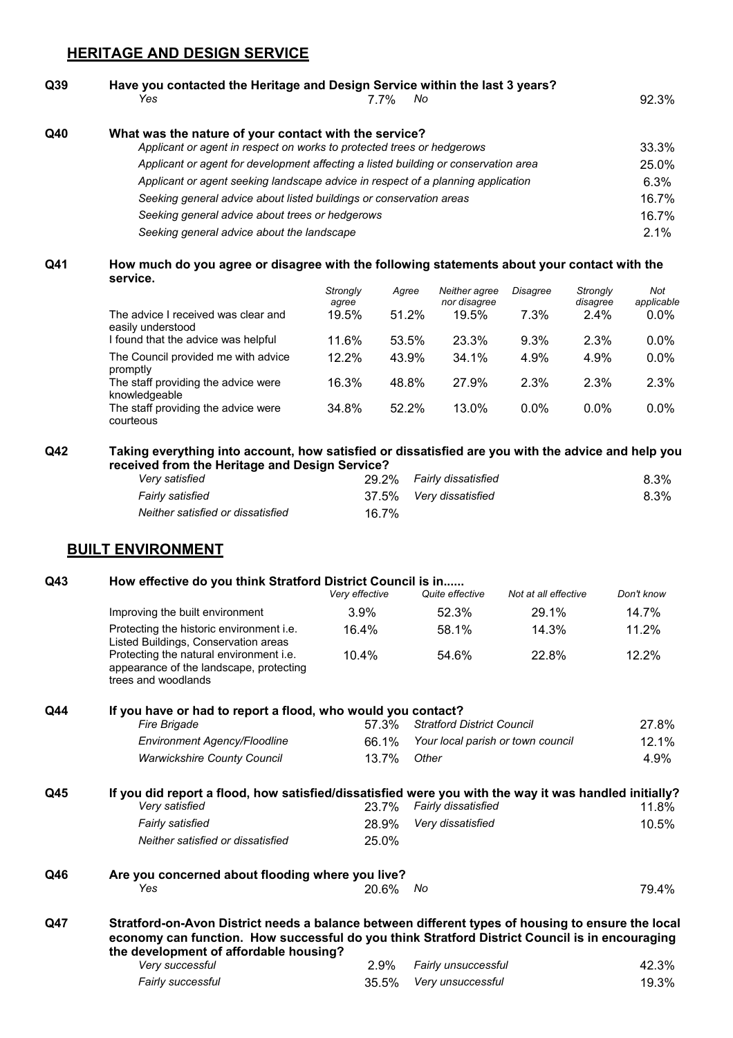## HERITAGE AND DESIGN SERVICE

**Q39 Have you contacted the Heritage and Design Service within the last 3 years?**

| | | | |
|---|---|---|---|
| *Yes* | 7.7% | *No* | 92.3% |

**Q40 What was the nature of your contact with the service?**

| | |
|---|---|
| *Applicant or agent in respect on works to protected trees or hedgerows* | 33.3% |
| *Applicant or agent for development affecting a listed building or conservation area* | 25.0% |
| *Applicant or agent seeking landscape advice in respect of a planning application* | 6.3% |
| *Seeking general advice about listed buildings or conservation areas* | 16.7% |
| *Seeking general advice about trees or hedgerows* | 16.7% |
| *Seeking general advice about the landscape* | 2.1% |

**Q41 How much do you agree or disagree with the following statements about your contact with the service.**

| | *Strongly agree* | *Agree* | *Neither agree nor disagree* | *Disagree* | *Strongly disagree* | *Not applicable* |
|---|---|---|---|---|---|---|
| The advice I received was clear and easily understood | 19.5% | 51.2% | 19.5% | 7.3% | 2.4% | 0.0% |
| I found that the advice was helpful | 11.6% | 53.5% | 23.3% | 9.3% | 2.3% | 0.0% |
| The Council provided me with advice promptly | 12.2% | 43.9% | 34.1% | 4.9% | 4.9% | 0.0% |
| The staff providing the advice were knowledgeable | 16.3% | 48.8% | 27.9% | 2.3% | 2.3% | 2.3% |
| The staff providing the advice were courteous | 34.8% | 52.2% | 13.0% | 0.0% | 0.0% | 0.0% |

**Q42 Taking everything into account, how satisfied or dissatisfied are you with the advice and help you received from the Heritage and Design Service?**

| | | | |
|---|---|---|---|
| *Very satisfied* | 29.2% | *Fairly dissatisfied* | 8.3% |
| *Fairly satisfied* | 37.5% | *Very dissatisfied* | 8.3% |
| *Neither satisfied or dissatisfied* | 16.7% | | |

## BUILT ENVIRONMENT

**Q43 How effective do you think Stratford District Council is in......**

| | *Very effective* | *Quite effective* | *Not at all effective* | *Don't know* |
|---|---|---|---|---|
| Improving the built environment | 3.9% | 52.3% | 29.1% | 14.7% |
| Protecting the historic environment i.e. Listed Buildings, Conservation areas | 16.4% | 58.1% | 14.3% | 11.2% |
| Protecting the natural environment i.e. appearance of the landscape, protecting trees and woodlands | 10.4% | 54.6% | 22.8% | 12.2% |

**Q44 If you have or had to report a flood, who would you contact?**

| | | | |
|---|---|---|---|
| *Fire Brigade* | 57.3% | *Stratford District Council* | 27.8% |
| *Environment Agency/Floodline* | 66.1% | *Your local parish or town council* | 12.1% |
| *Warwickshire County Council* | 13.7% | *Other* | 4.9% |

**Q45 If you did report a flood, how satisfied/dissatisfied were you with the way it was handled initially?**

| | | | |
|---|---|---|---|
| *Very satisfied* | 23.7% | *Fairly dissatisfied* | 11.8% |
| *Fairly satisfied* | 28.9% | *Very dissatisfied* | 10.5% |
| *Neither satisfied or dissatisfied* | 25.0% | | |

**Q46 Are you concerned about flooding where you live?**

| | | | |
|---|---|---|---|
| *Yes* | 20.6% | *No* | 79.4% |

**Q47 Stratford-on-Avon District needs a balance between different types of housing to ensure the local economy can function. How successful do you think Stratford District Council is in encouraging the development of affordable housing?**

| | | | |
|---|---|---|---|
| *Very successful* | 2.9% | *Fairly unsuccessful* | 42.3% |
| *Fairly successful* | 35.5% | *Very unsuccessful* | 19.3% |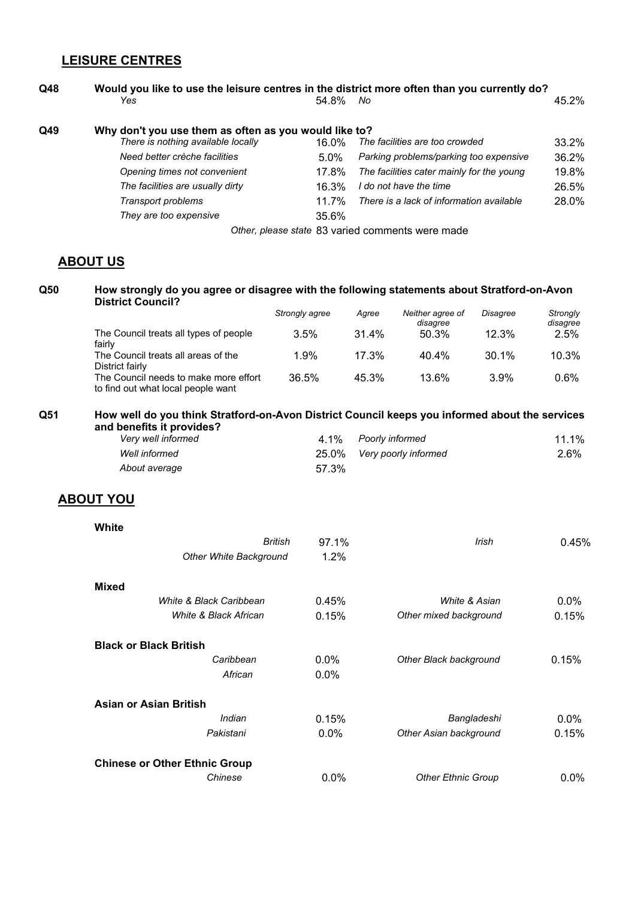## LEISURE CENTRES

**Q48 Would you like to use the leisure centres in the district more often than you currently do?**

| | | | |
|---|---|---|---|
| *Yes* | 54.8% | *No* | 45.2% |

**Q49 Why don't you use them as often as you would like to?**

| | | | |
|---|---|---|---|
| *There is nothing available locally* | 16.0% | *The facilities are too crowded* | 33.2% |
| *Need better crèche facilities* | 5.0% | *Parking problems/parking too expensive* | 36.2% |
| *Opening times not convenient* | 17.8% | *The facilities cater mainly for the young* | 19.8% |
| *The facilities are usually dirty* | 16.3% | *I do not have the time* | 26.5% |
| *Transport problems* | 11.7% | *There is a lack of information available* | 28.0% |
| *They are too expensive* | 35.6% | | |

*Other, please state* 83 varied comments were made

## ABOUT US

**Q50 How strongly do you agree or disagree with the following statements about Stratford-on-Avon District Council?**

| | *Strongly agree* | *Agree* | *Neither agree of disagree* | *Disagree* | *Strongly disagree* |
|---|---|---|---|---|---|
| The Council treats all types of people fairly | 3.5% | 31.4% | 50.3% | 12.3% | 2.5% |
| The Council treats all areas of the District fairly | 1.9% | 17.3% | 40.4% | 30.1% | 10.3% |
| The Council needs to make more effort to find out what local people want | 36.5% | 45.3% | 13.6% | 3.9% | 0.6% |

**Q51 How well do you think Stratford-on-Avon District Council keeps you informed about the services and benefits it provides?**

| | | | |
|---|---|---|---|
| *Very well informed* | 4.1% | *Poorly informed* | 11.1% |
| *Well informed* | 25.0% | *Very poorly informed* | 2.6% |
| *About average* | 57.3% | | |

## ABOUT YOU

**White**

| | | | |
|---|---|---|---|
| *British* | 97.1% | *Irish* | 0.45% |
| *Other White Background* | 1.2% | | |

**Mixed**

| | | | |
|---|---|---|---|
| *White & Black Caribbean* | 0.45% | *White & Asian* | 0.0% |
| *White & Black African* | 0.15% | *Other mixed background* | 0.15% |

**Black or Black British**

| | | | |
|---|---|---|---|
| *Caribbean* | 0.0% | *Other Black background* | 0.15% |
| *African* | 0.0% | | |

**Asian or Asian British**

| | | | |
|---|---|---|---|
| *Indian* | 0.15% | *Bangladeshi* | 0.0% |
| *Pakistani* | 0.0% | *Other Asian background* | 0.15% |

**Chinese or Other Ethnic Group**

| | | | |
|---|---|---|---|
| *Chinese* | 0.0% | *Other Ethnic Group* | 0.0% |